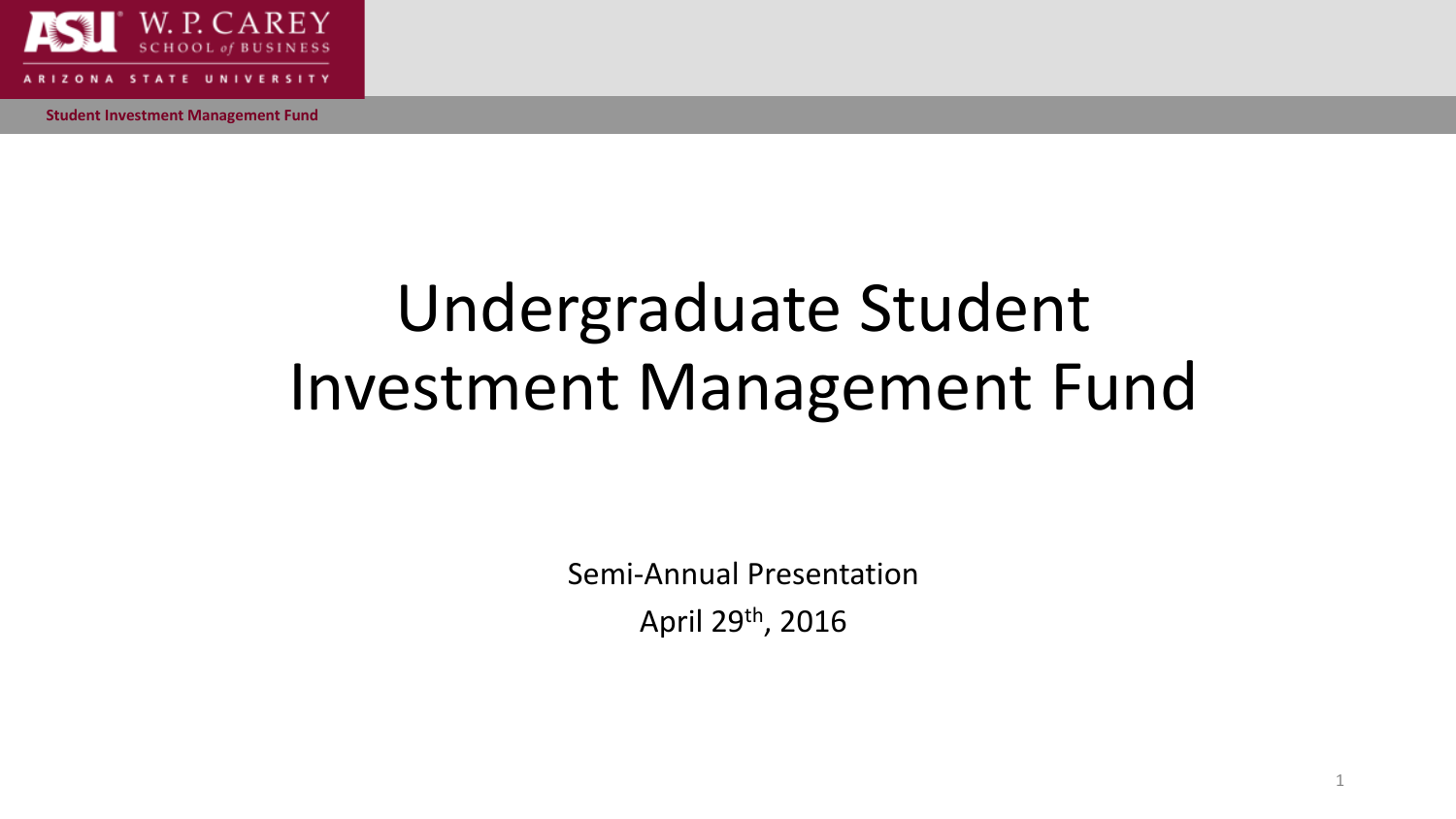# Undergraduate Student Investment Management Fund

Semi-Annual Presentation

April 29th, 2016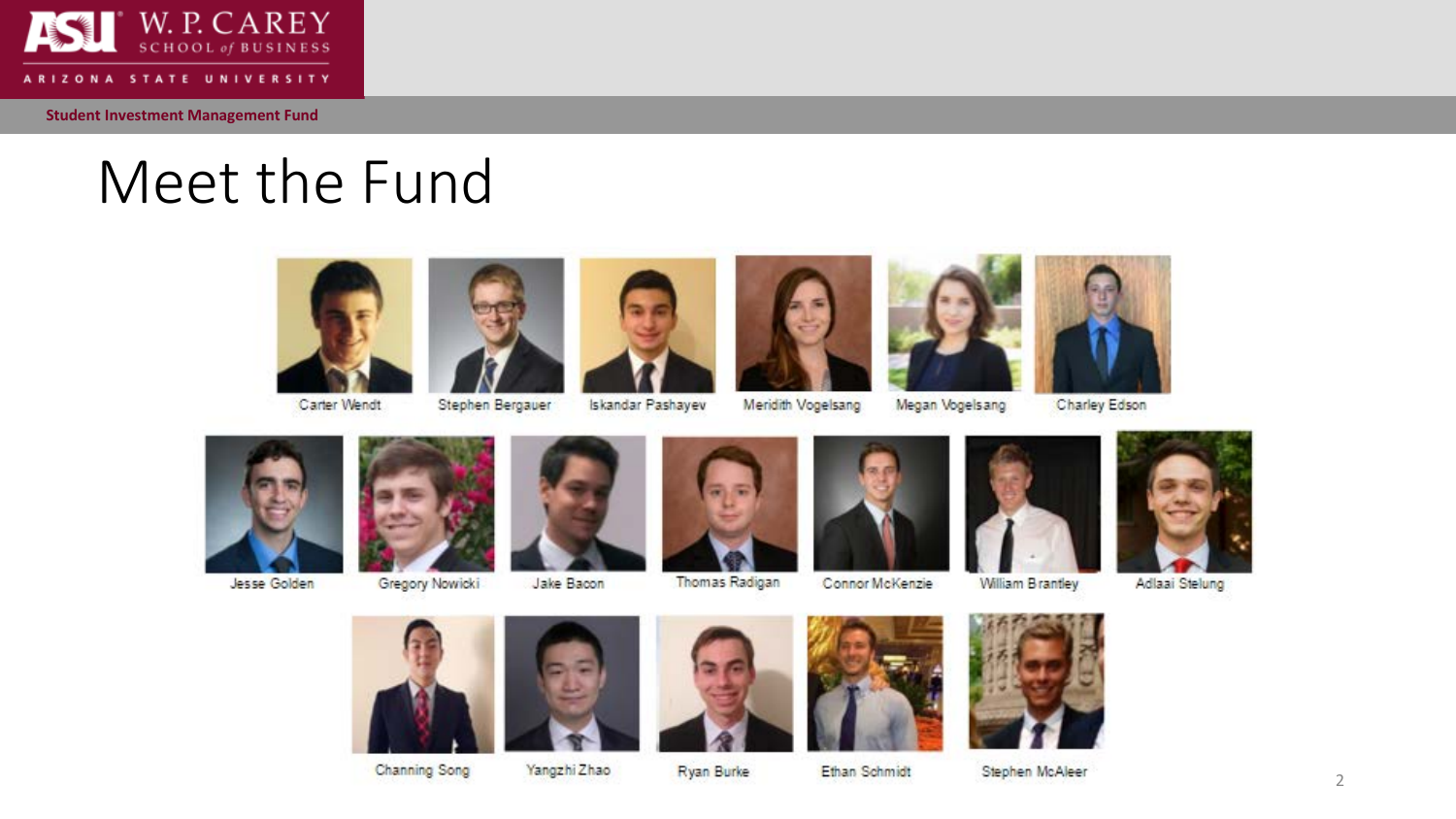# Meet the Fund

Carter Wendt

Stephen Bergauer

Iskandar Pashayev

Meridith Vogelsang

Megan Vogelsang

Charley Edson

Jesse Golden

Gregory Nowicki

Jake Bacon

Thomas Radigan

Connor McKenzie

William Brantley

Adlaai Stelung

Channing Song

Yangzhi Zhao

Ryan Burke

Ethan Schmidt

Stephen McAleer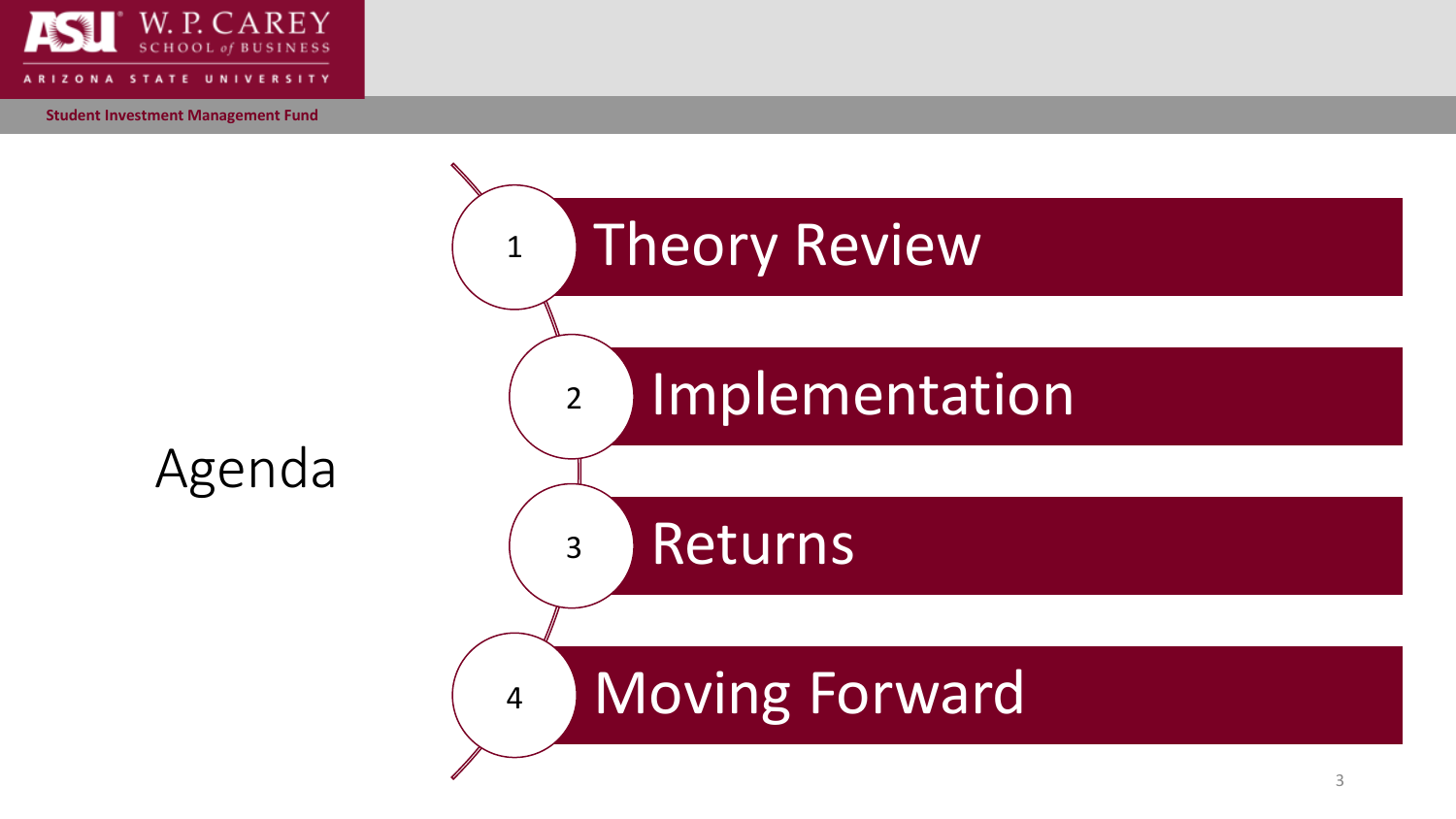# Agenda

1. Theory Review
2. Implementation
3. Returns
4. Moving Forward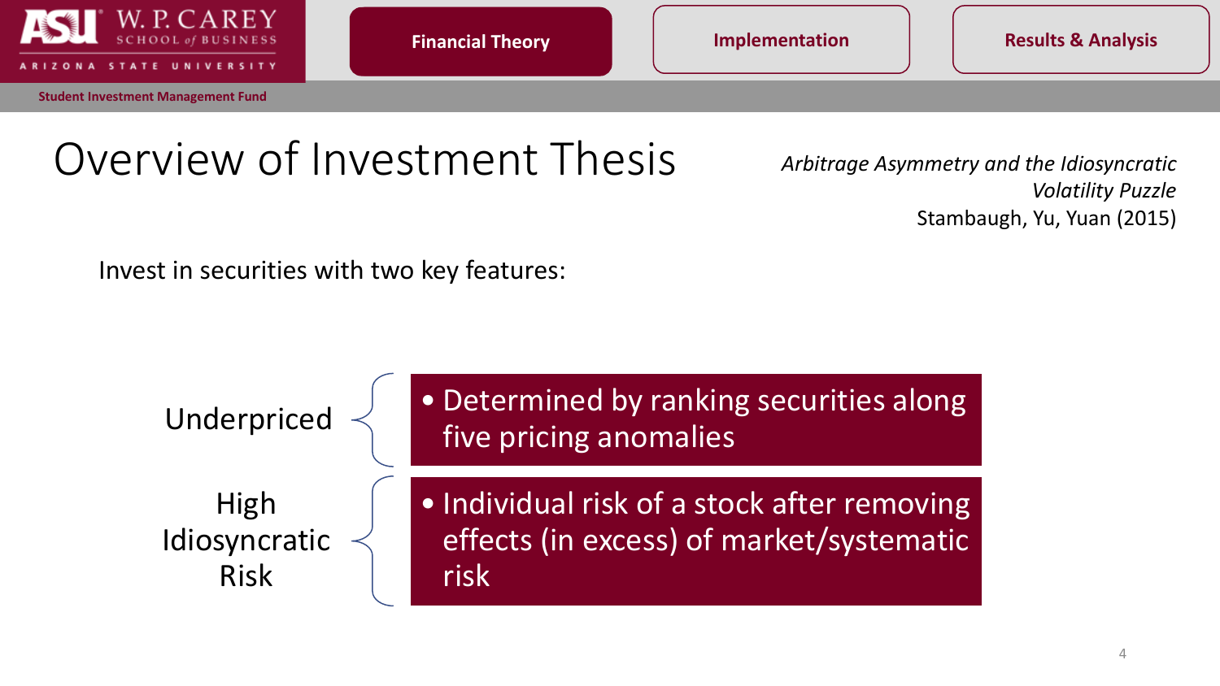# Overview of Investment Thesis

*Arbitrage Asymmetry and the Idiosyncratic Volatility Puzzle*
Stambaugh, Yu, Yuan (2015)

Invest in securities with two key features:

- **Underpriced**
  - Determined by ranking securities along five pricing anomalies
- **High Idiosyncratic Risk**
  - Individual risk of a stock after removing effects (in excess) of market/systematic risk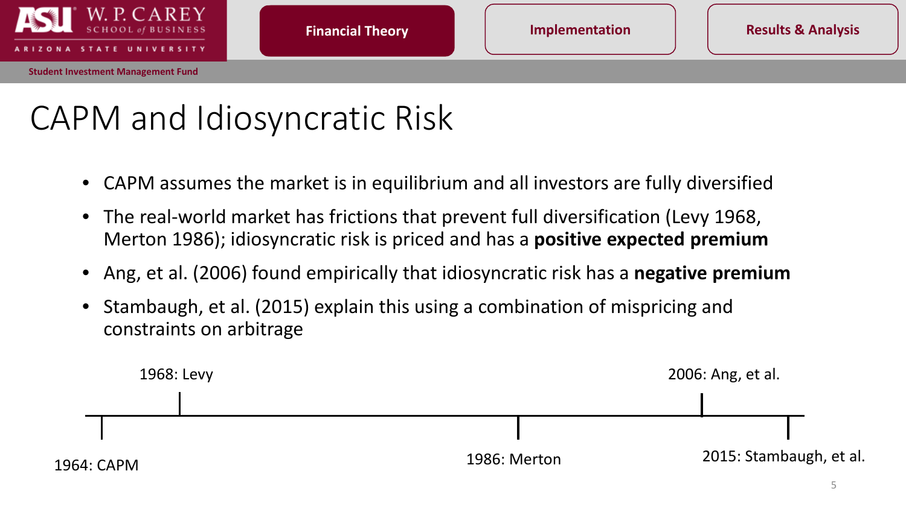# CAPM and Idiosyncratic Risk

- CAPM assumes the market is in equilibrium and all investors are fully diversified
- The real-world market has frictions that prevent full diversification (Levy 1968, Merton 1986); idiosyncratic risk is priced and has a **positive expected premium**
- Ang, et al. (2006) found empirically that idiosyncratic risk has a **negative premium**
- Stambaugh, et al. (2015) explain this using a combination of mispricing and constraints on arbitrage

1964: CAPM

1968: Levy

1986: Merton

2006: Ang, et al.

2015: Stambaugh, et al.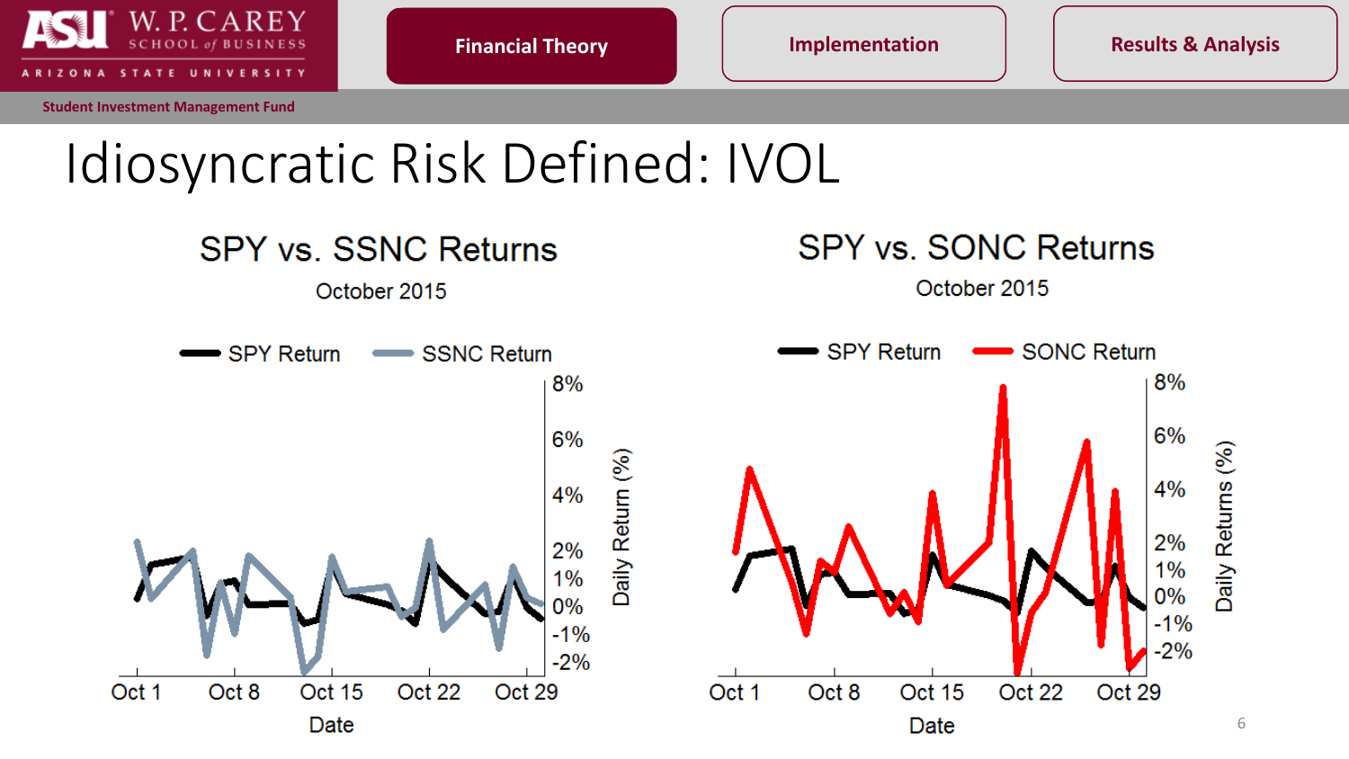# Idiosyncratic Risk Defined: IVOL

## SPY vs. SSNC Returns

October 2015

SPY Return — SSNC Return

Daily Return (%): 8%, 6%, 4%, 2%, 1%, 0%, -1%, -2%

Date: Oct 1, Oct 8, Oct 15, Oct 22, Oct 29

## SPY vs. SONC Returns

October 2015

SPY Return — SONC Return

Daily Returns (%): 8%, 6%, 4%, 2%, 1%, 0%, -1%, -2%

Date: Oct 1, Oct 8, Oct 15, Oct 22, Oct 29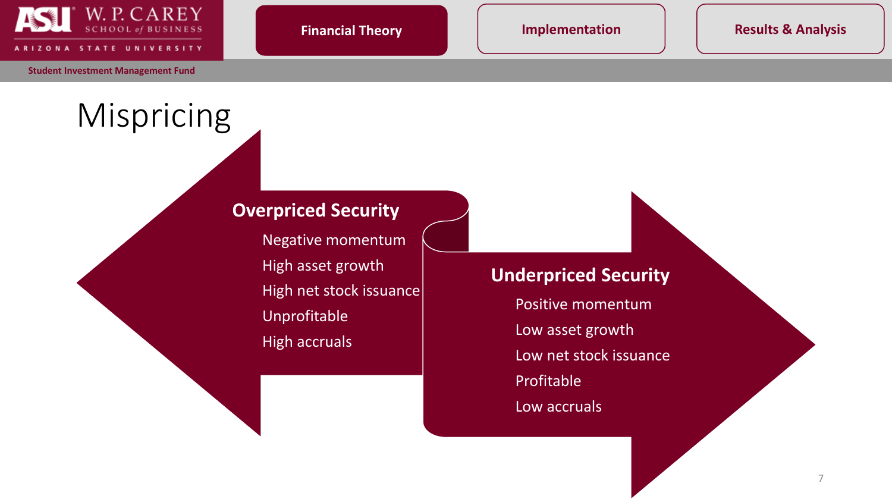# Mispricing

### Overpriced Security

- Negative momentum
- High asset growth
- High net stock issuance
- Unprofitable
- High accruals

### Underpriced Security

- Positive momentum
- Low asset growth
- Low net stock issuance
- Profitable
- Low accruals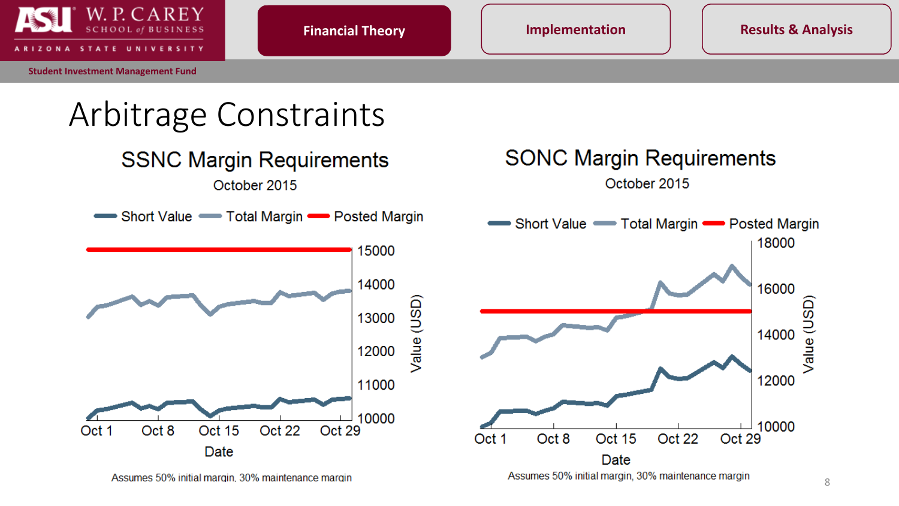# Arbitrage Constraints

## SSNC Margin Requirements

October 2015

Short Value | Total Margin | Posted Margin

Value (USD): 10000, 11000, 12000, 13000, 14000, 15000

Date: Oct 1, Oct 8, Oct 15, Oct 22, Oct 29

Assumes 50% initial margin, 30% maintenance margin

## SONC Margin Requirements

October 2015

Short Value | Total Margin | Posted Margin

Value (USD): 10000, 12000, 14000, 16000, 18000

Date: Oct 1, Oct 8, Oct 15, Oct 22, Oct 29

Assumes 50% initial margin, 30% maintenance margin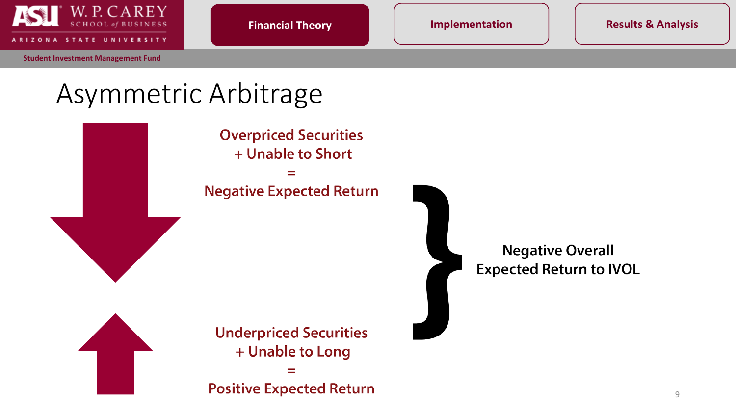# Asymmetric Arbitrage

Overpriced Securities
+ Unable to Short
=
Negative Expected Return

Underpriced Securities
+ Unable to Long
=
Positive Expected Return

Negative Overall Expected Return to IVOL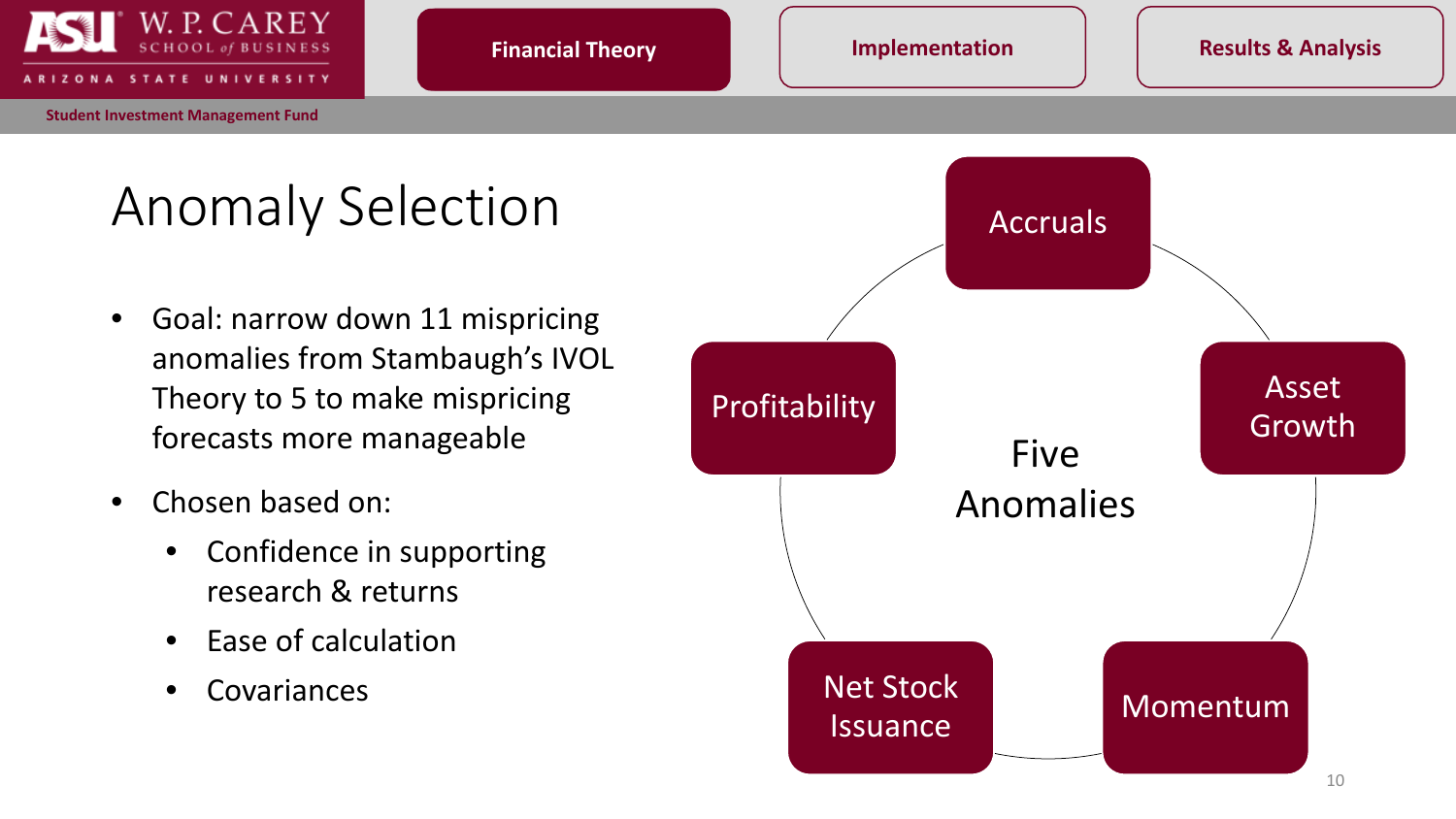# Anomaly Selection

- Goal: narrow down 11 mispricing anomalies from Stambaugh's IVOL Theory to 5 to make mispricing forecasts more manageable
- Chosen based on:
  - Confidence in supporting research & returns
  - Ease of calculation
  - Covariances

Five Anomalies

- Accruals
- Asset Growth
- Momentum
- Net Stock Issuance
- Profitability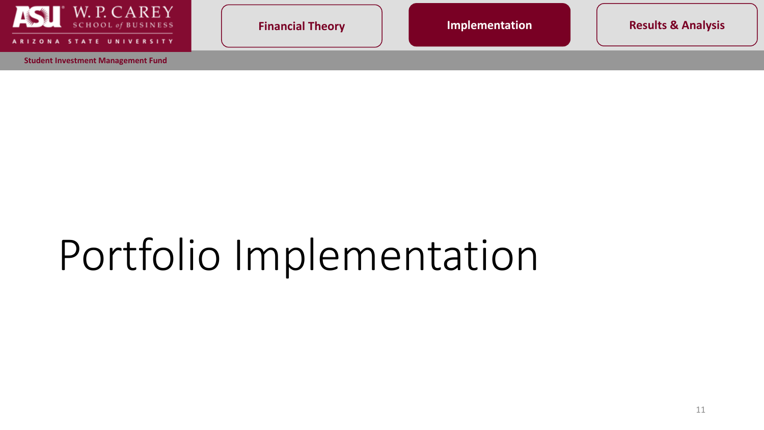# Portfolio Implementation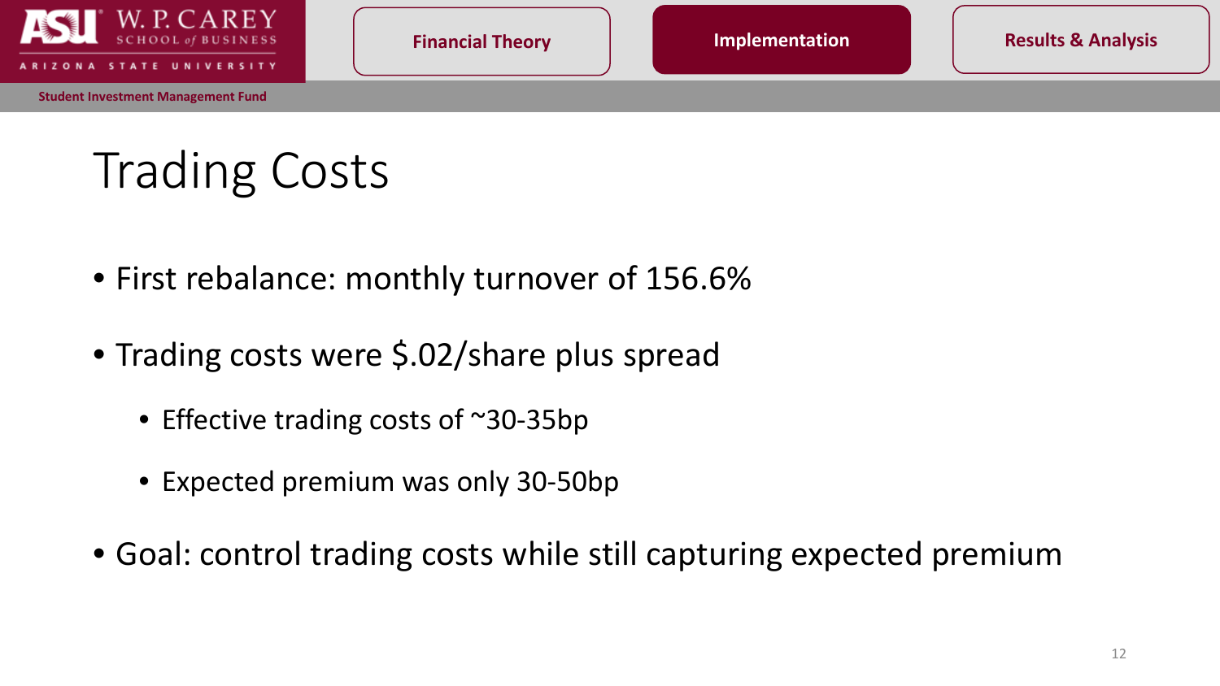# Trading Costs

- First rebalance: monthly turnover of 156.6%
- Trading costs were $.02/share plus spread
  - Effective trading costs of ~30-35bp
  - Expected premium was only 30-50bp
- Goal: control trading costs while still capturing expected premium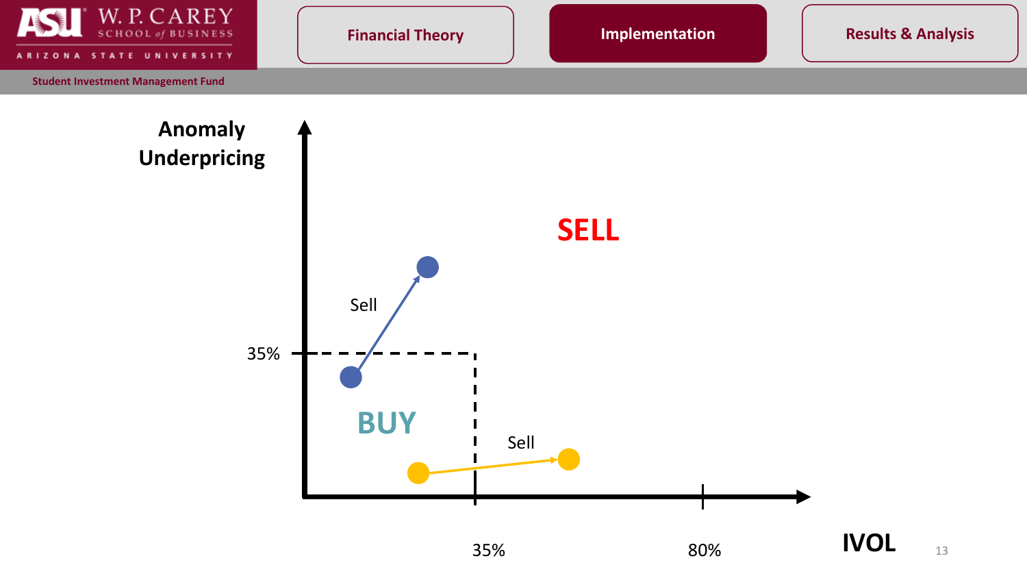Student Investment Management Fund

Financial Theory | **Implementation** | Results & Analysis

Anomaly Underpricing

SELL

Sell

35%

BUY

Sell

35%

80%

IVOL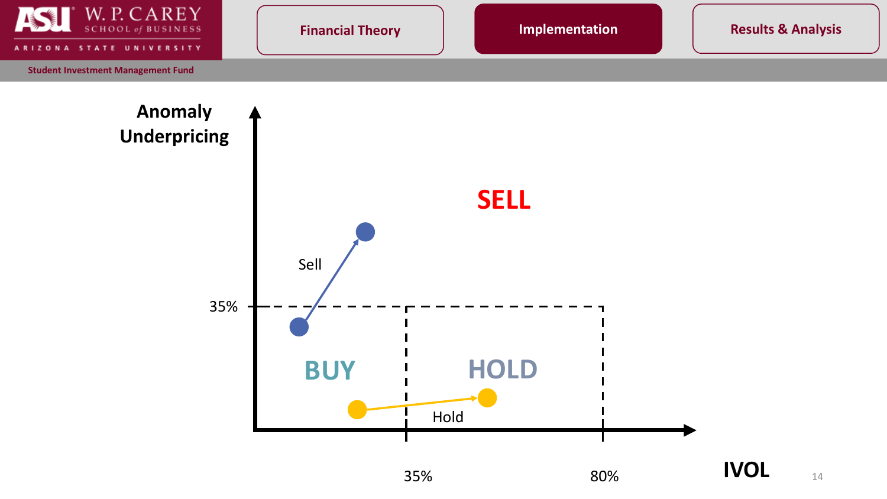Anomaly Underpricing

SELL

Sell

35%

BUY

HOLD

Hold

35%

80%

IVOL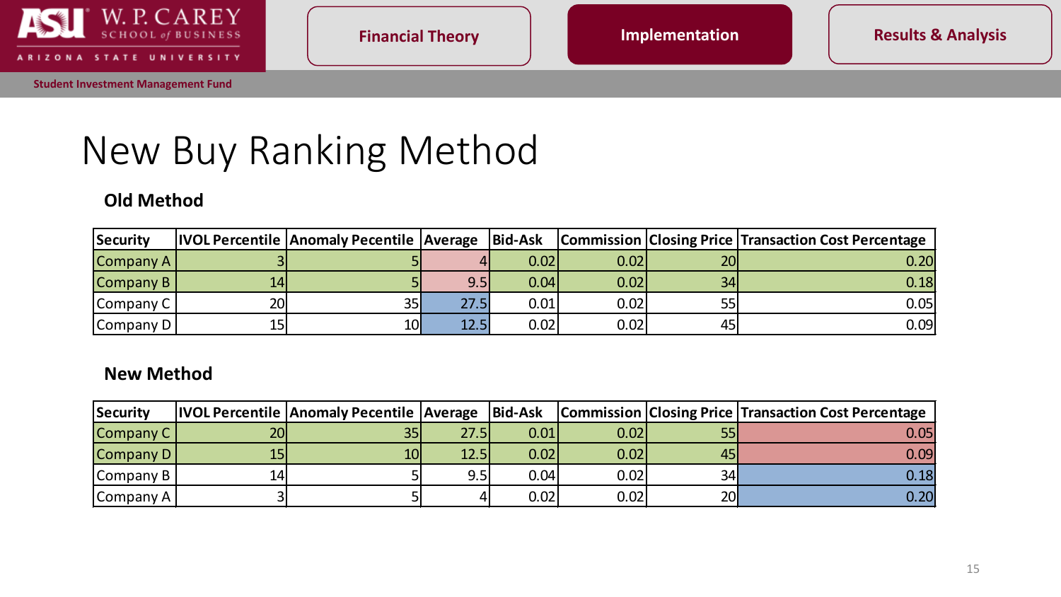# New Buy Ranking Method

### Old Method

| Security | IVOL Pecentile | Anomaly Pecentile | Average | Bid-Ask | Commission | Closing Price | Transaction Cost Percentage |
|---|---|---|---|---|---|---|---|
| Company A | 3 | 5 | 4 | 0.02 | 0.02 | 20 | 0.20 |
| Company B | 14 | 5 | 9.5 | 0.04 | 0.02 | 34 | 0.18 |
| Company C | 20 | 35 | 27.5 | 0.01 | 0.02 | 55 | 0.05 |
| Company D | 15 | 10 | 12.5 | 0.02 | 0.02 | 45 | 0.09 |

### New Method

| Security | IVOL Pecentile | Anomaly Pecentile | Average | Bid-Ask | Commission | Closing Price | Transaction Cost Percentage |
|---|---|---|---|---|---|---|---|
| Company C | 20 | 35 | 27.5 | 0.01 | 0.02 | 55 | 0.05 |
| Company D | 15 | 10 | 12.5 | 0.02 | 0.02 | 45 | 0.09 |
| Company B | 14 | 5 | 9.5 | 0.04 | 0.02 | 34 | 0.18 |
| Company A | 3 | 5 | 4 | 0.02 | 0.02 | 20 | 0.20 |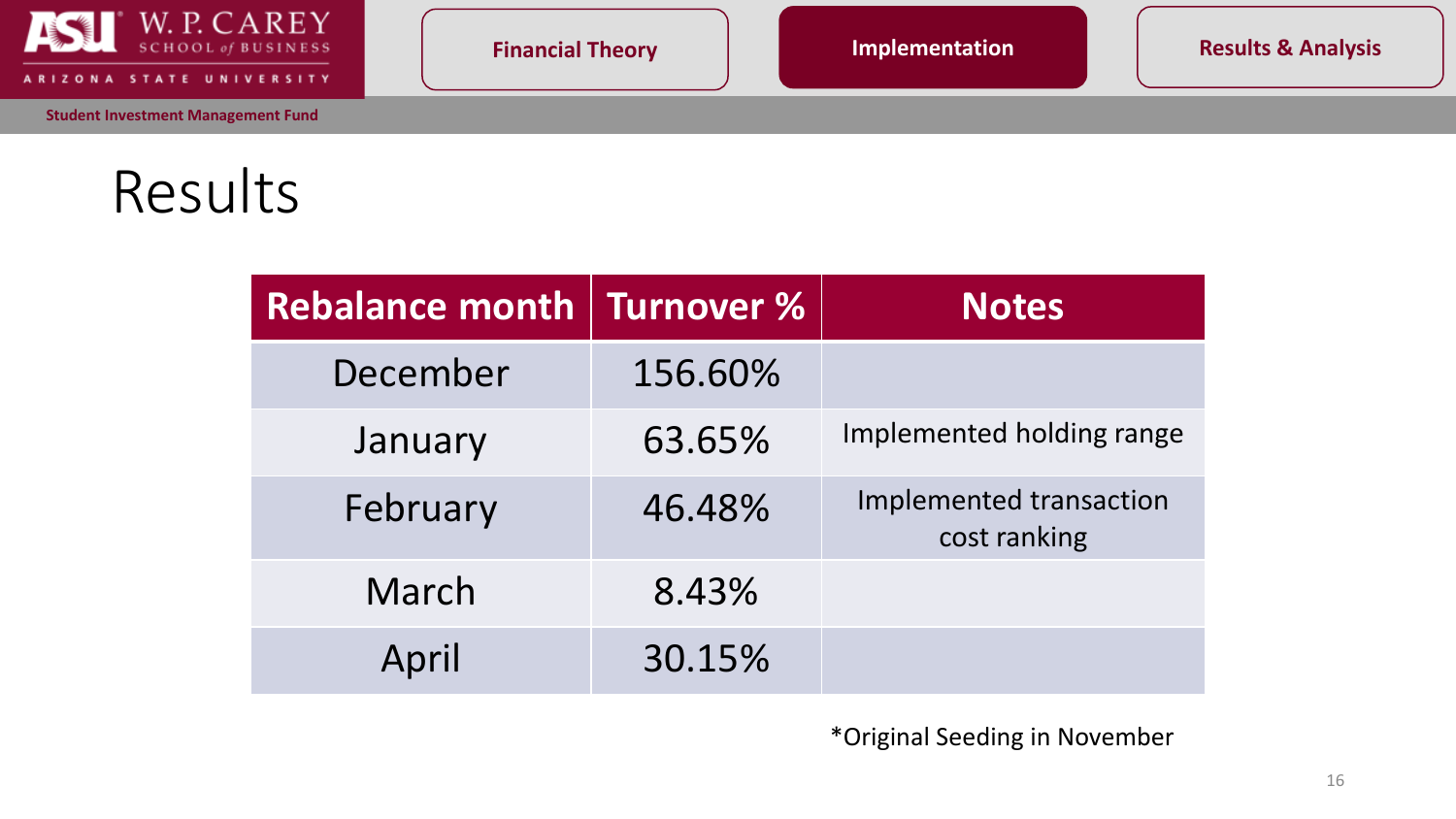# Results

| Rebalance month | Turnover % | Notes |
| --- | --- | --- |
| December | 156.60% | |
| January | 63.65% | Implemented holding range |
| February | 46.48% | Implemented transaction cost ranking |
| March | 8.43% | |
| April | 30.15% | |

*Original Seeding in November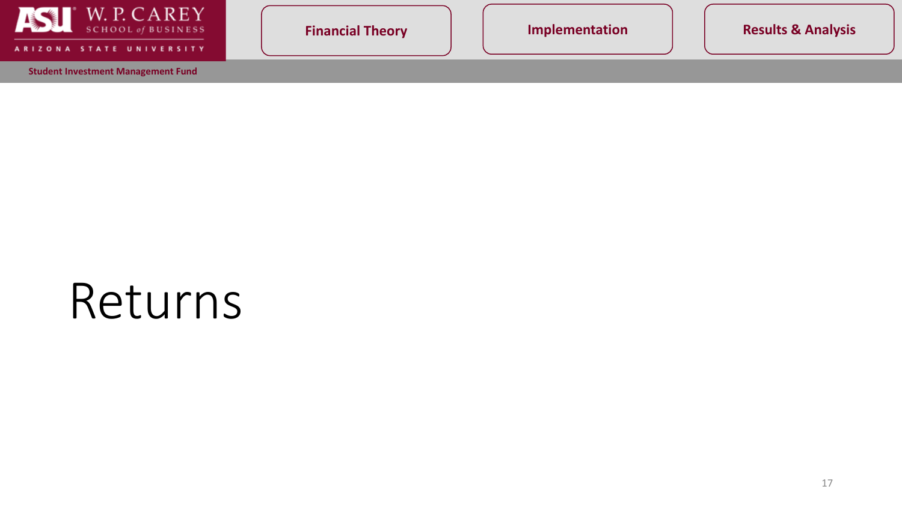# Returns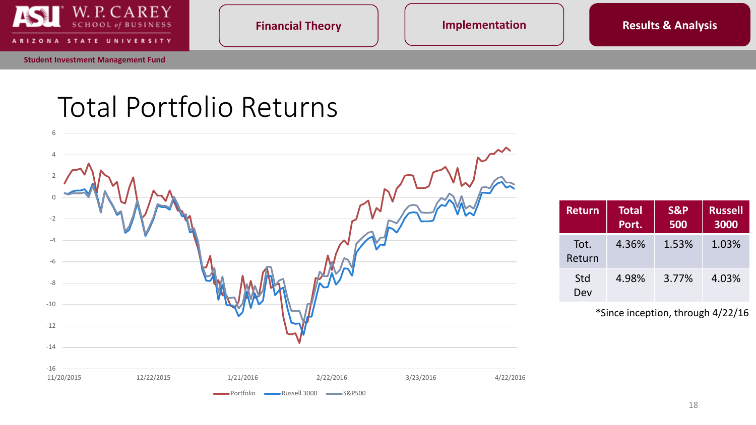# Total Portfolio Returns

| Return | Total Port. | S&P 500 | Russell 3000 |
|---|---|---|---|
| Tot. Return | 4.36% | 1.53% | 1.03% |
| Std Dev | 4.98% | 3.77% | 4.03% |

*Since inception, through 4/22/16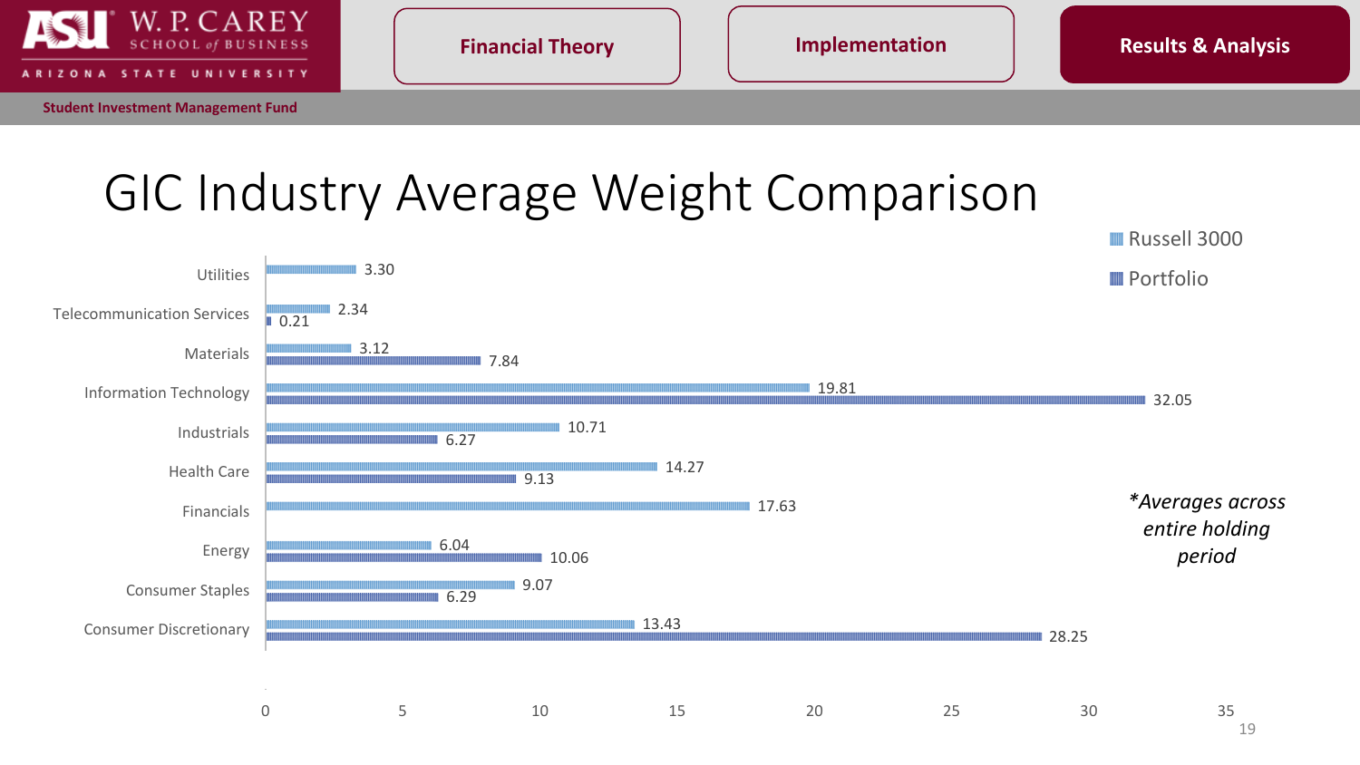Student Investment Management Fund

Financial Theory | Implementation | **Results & Analysis**

# GIC Industry Average Weight Comparison

| Industry | Russell 3000 | Portfolio |
|---|---|---|
| Utilities | 3.30 | |
| Telecommunication Services | 2.34 | 0.21 |
| Materials | 3.12 | 7.84 |
| Information Technology | 19.81 | 32.05 |
| Industrials | 10.71 | 6.27 |
| Health Care | 14.27 | 9.13 |
| Financials | 17.63 | |
| Energy | 6.04 | 10.06 |
| Consumer Staples | 9.07 | 6.29 |
| Consumer Discretionary | 13.43 | 28.25 |

*\*Averages across entire holding period*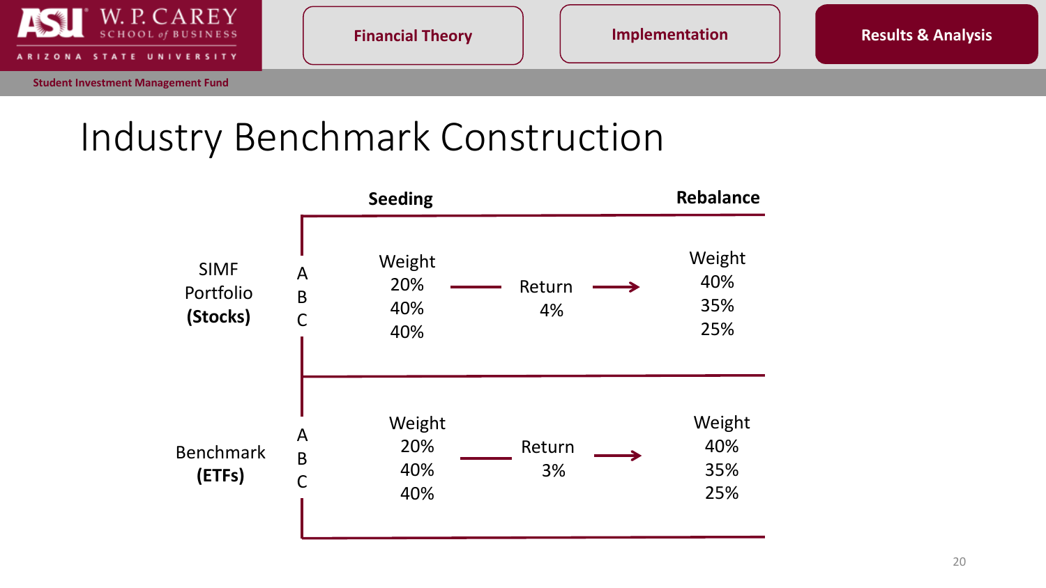# Industry Benchmark Construction

| | | Seeding | | Rebalance |
|---|---|---|---|---|
| SIMF Portfolio **(Stocks)** | A | Weight 20% | Return 4% → | Weight 40% |
| | B | 40% | | 35% |
| | C | 40% | | 25% |
| Benchmark **(ETFs)** | A | Weight 20% | Return 3% → | Weight 40% |
| | B | 40% | | 35% |
| | C | 40% | | 25% |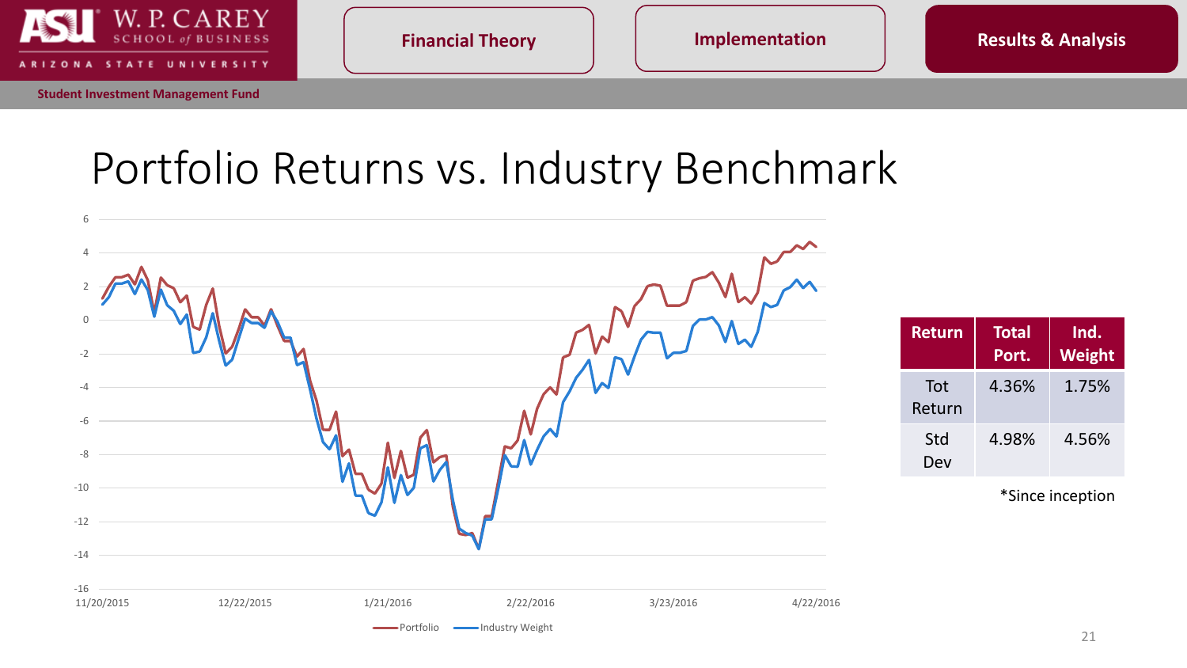# Portfolio Returns vs. Industry Benchmark

| Return | Total Port. | Ind. Weight |
|---|---|---|
| Tot Return | 4.36% | 1.75% |
| Std Dev | 4.98% | 4.56% |

*Since inception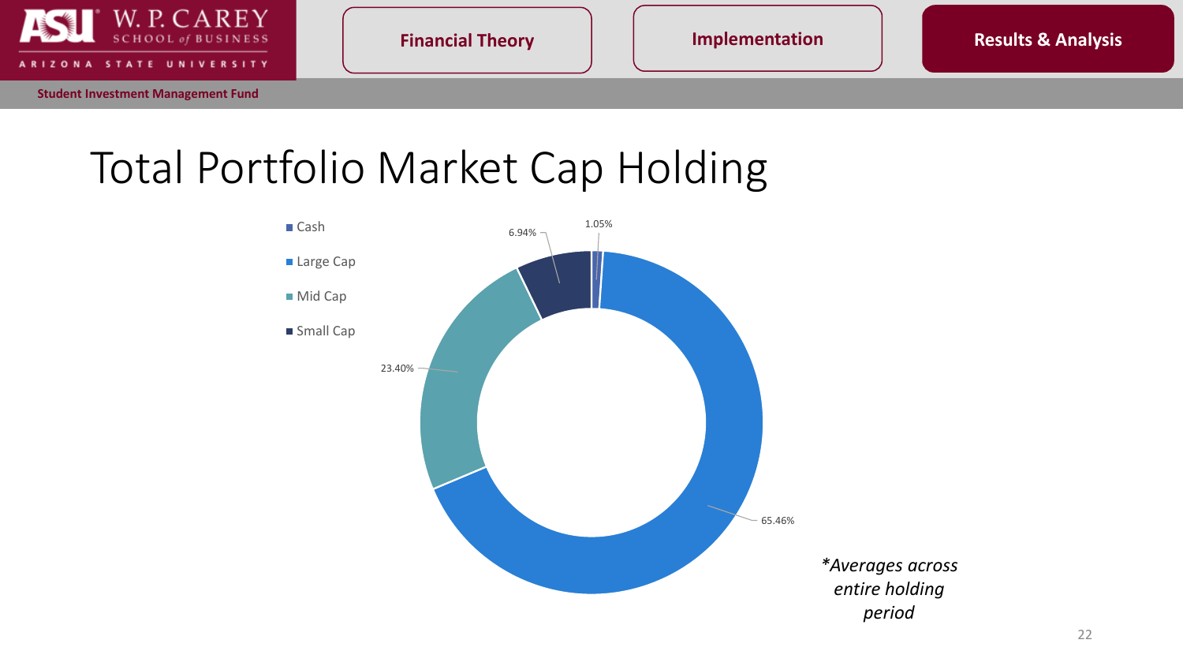# Total Portfolio Market Cap Holding

| Category | Percentage |
| --- | --- |
| Cash | 1.05% |
| Large Cap | 65.46% |
| Mid Cap | 23.40% |
| Small Cap | 6.94% |

*\*Averages across entire holding period*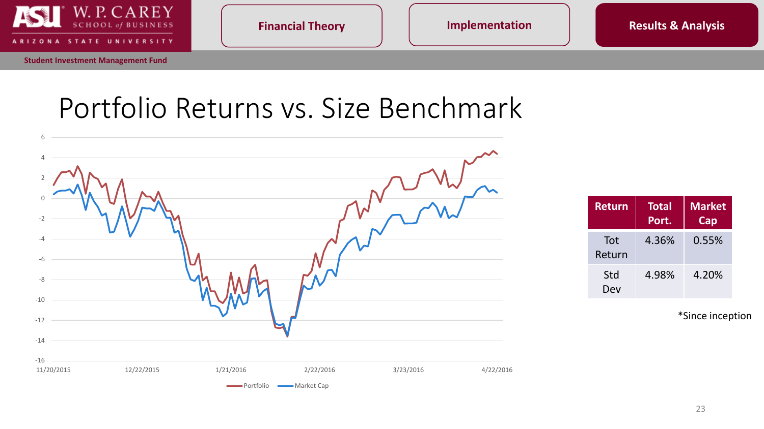# Portfolio Returns vs. Size Benchmark

6
4
2
0
-2
-4
-6
-8
-10
-12
-14
-16

11/20/2015 12/22/2015 1/21/2016 2/22/2016 3/23/2016 4/22/2016

Portfolio Market Cap

| Return | Total Port. | Market Cap |
|---|---|---|
| Tot Return | 4.36% | 0.55% |
| Std Dev | 4.98% | 4.20% |

*Since inception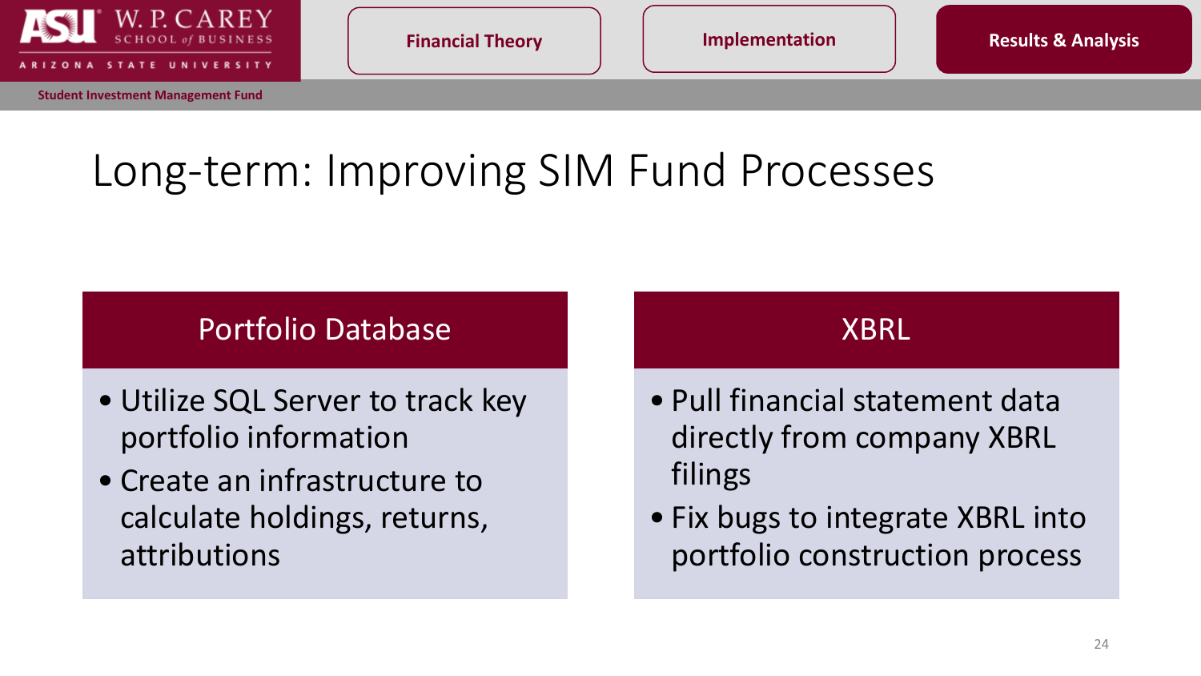# Long-term: Improving SIM Fund Processes

## Portfolio Database

- Utilize SQL Server to track key portfolio information
- Create an infrastructure to calculate holdings, returns, attributions

## XBRL

- Pull financial statement data directly from company XBRL filings
- Fix bugs to integrate XBRL into portfolio construction process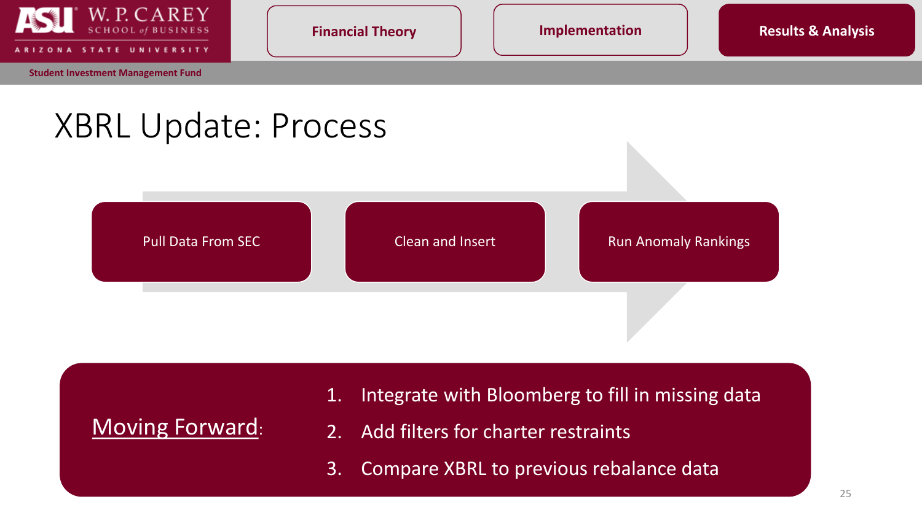# XBRL Update: Process

Pull Data From SEC → Clean and Insert → Run Anomaly Rankings

Moving Forward:

1. Integrate with Bloomberg to fill in missing data
2. Add filters for charter restraints
3. Compare XBRL to previous rebalance data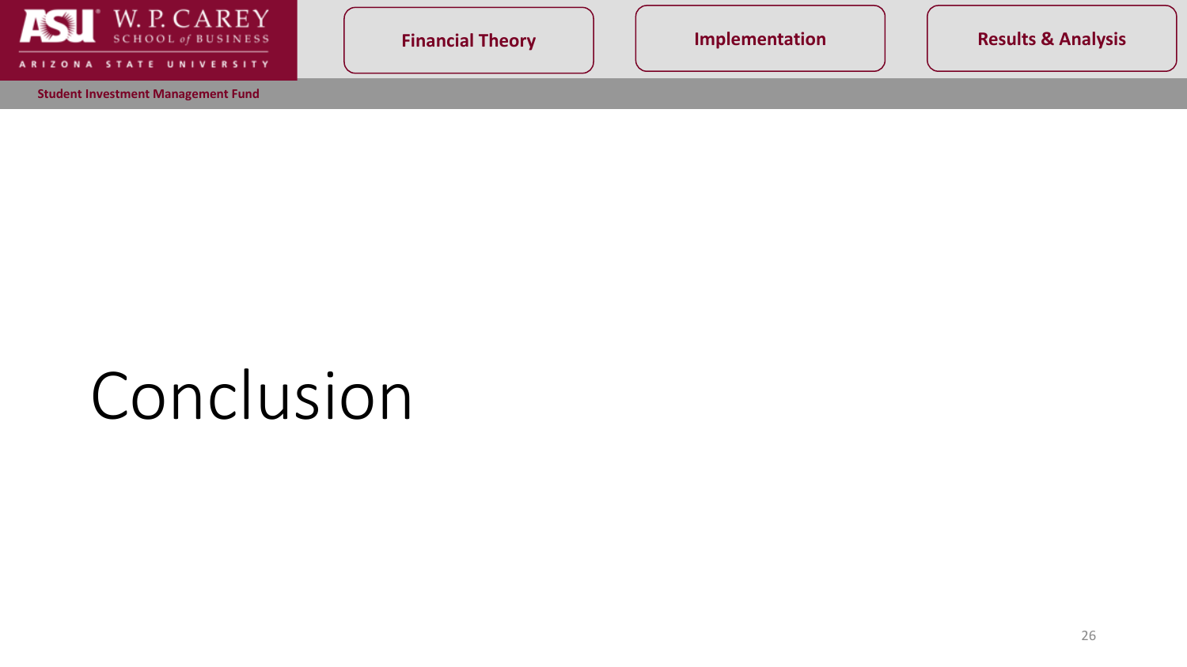# Conclusion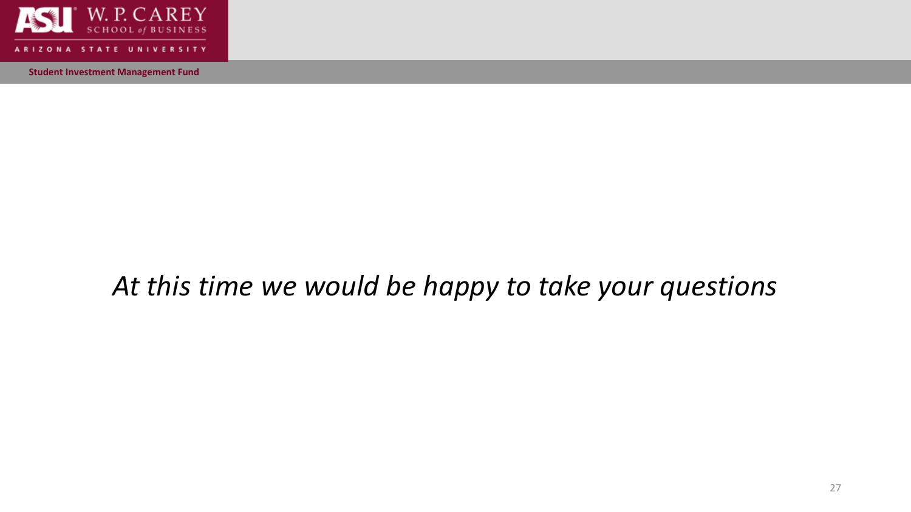*At this time we would be happy to take your questions*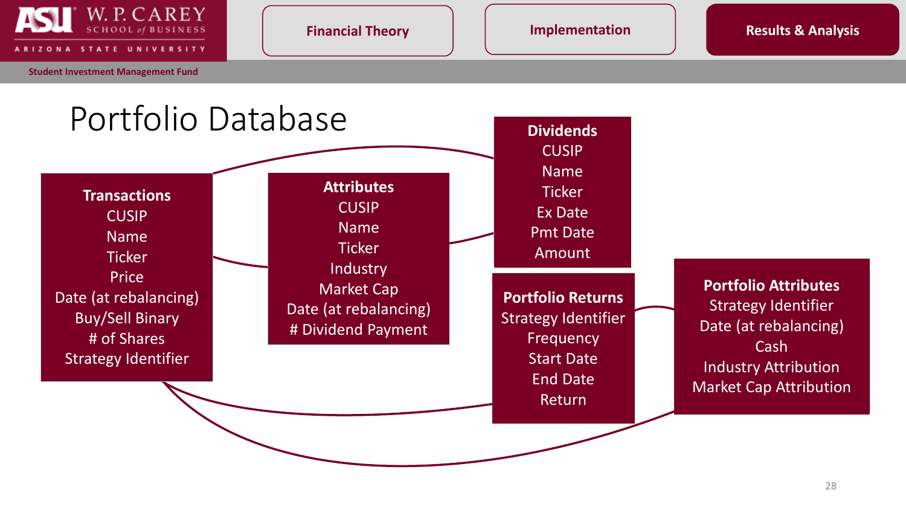# Portfolio Database

**Transactions**
CUSIP
Name
Ticker
Price
Date (at rebalancing)
Buy/Sell Binary
# of Shares
Strategy Identifier

**Attributes**
CUSIP
Name
Ticker
Industry
Market Cap
Date (at rebalancing)
# Dividend Payment

**Dividends**
CUSIP
Name
Ticker
Ex Date
Pmt Date
Amount

**Portfolio Returns**
Strategy Identifier
Frequency
Start Date
End Date
Return

**Portfolio Attributes**
Strategy Identifier
Date (at rebalancing)
Cash
Industry Attribution
Market Cap Attribution